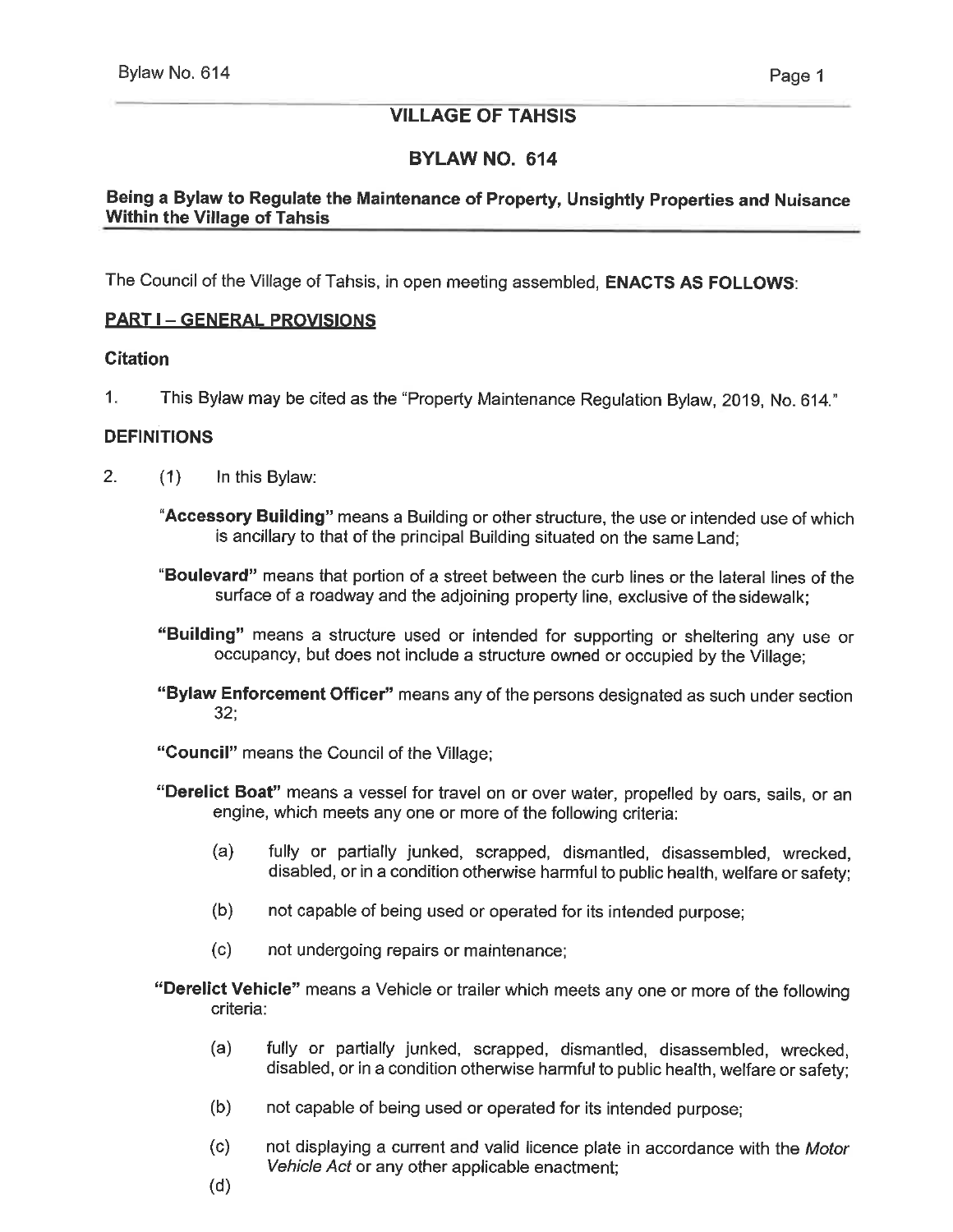# VILLAGE OF TAHSIS

## BYLAW NO. 614

### Being a Bylaw to Regulate the Maintenance of Property, Unsightly Properties and Nuisance Within the Village of Tahsis

The Council of the Village of Tahsis, in open meeting assembled, **ENACTS AS FOLLOWS**:

## PART I – GENERAL PROVISIONS

### Citation

1. This Bylaw may be cited as the "Property Maintenance Regulation Bylaw, 2019, No. 614."

### DEFINITIONS

2. (1) In this Bylaw:

**"Accessory Building"** means a Building or other structure, the use or intended use of which is ancillary to that of the principal Building situated on the same Land;

**"Boulevard"** means that portion of a street between the curb lines or the lateral lines of the surface of a roadway and the adjoining property line, exclusive of the sidewalk;

**"Building"** means a structure used or intended for supporting or sheltering any use or occupancy, but does not include a structure owned or occupied by the Village;

**"Bylaw Enforcement Officer"** means any of the persons designated as such under section 32;

**"Council"** means the Council of the Village;

**"Derelict Boat"** means a vessel for travel on or over water, propelled by oars, sails, or an engine, which meets any one or more of the following criteria:

(a) fully or partially junked, scrapped, dismantled, disassembled, wrecked, disabled, or in a condition otherwise harmful to public health, welfare or safety;

(b) not capable of being used or operated for its intended purpose;

(c) not undergoing repairs or maintenance;

**"Derelict Vehicle"** means a Vehicle or trailer which meets any one or more of the following criteria:

(a) fully or partially junked, scrapped, dismantled, disassembled, wrecked, disabled, or in a condition otherwise harmful to public health, welfare or safety;

(b) not capable of being used or operated for its intended purpose;

(c) not displaying a current and valid licence plate in accordance with the *Motor Vehicle Act* or any other applicable enactment;

(d)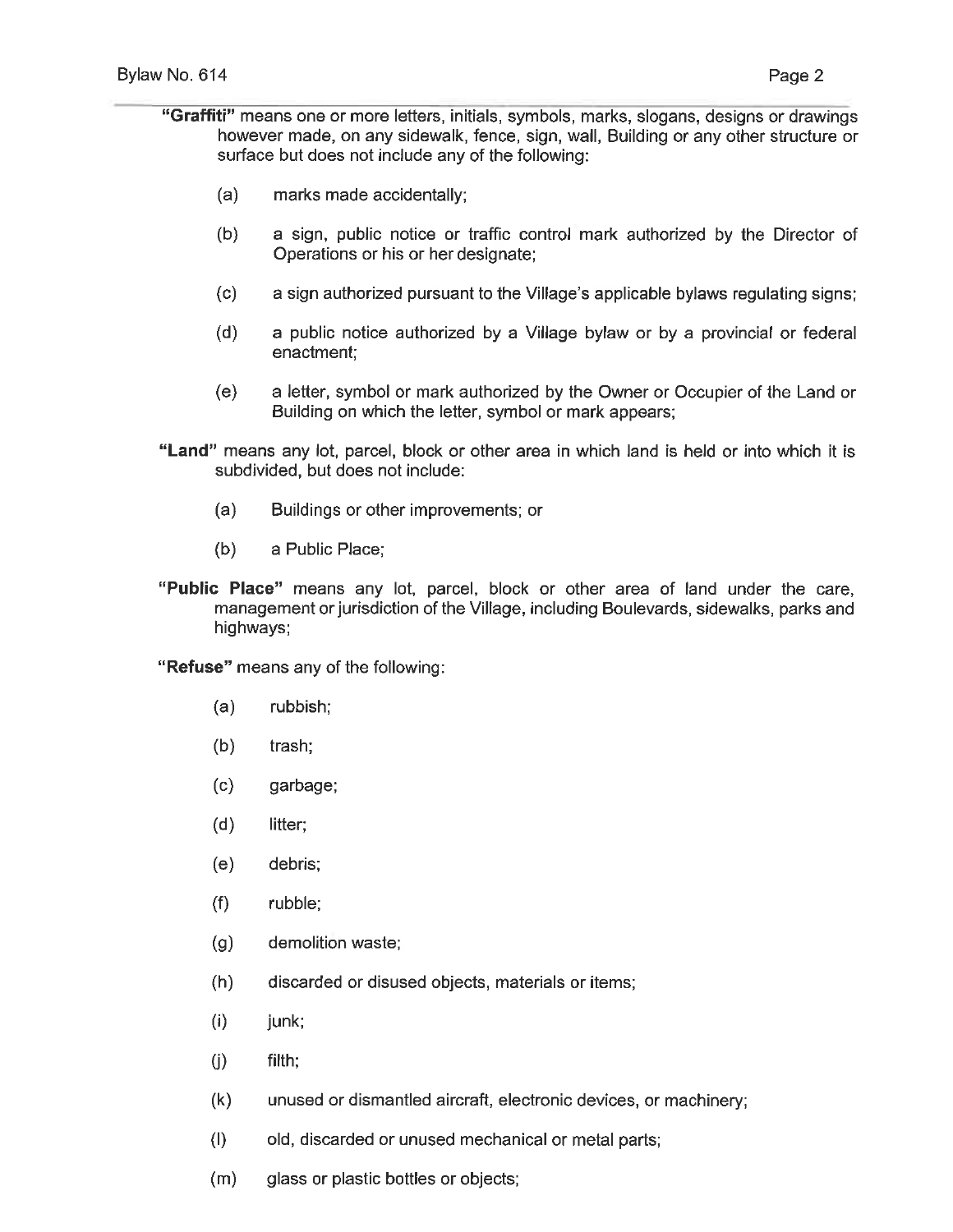**"Graffiti"** means one or more letters, initials, symbols, marks, slogans, designs or drawings however made, on any sidewalk, fence, sign, wall, Building or any other structure or surface but does not include any of the following:

(a) marks made accidentally;

(b) a sign, public notice or traffic control mark authorized by the Director of Operations or his or her designate;

(c) a sign authorized pursuant to the Village's applicable bylaws regulating signs;

(d) a public notice authorized by a Village bylaw or by a provincial or federal enactment;

(e) a letter, symbol or mark authorized by the Owner or Occupier of the Land or Building on which the letter, symbol or mark appears;

**"Land"** means any lot, parcel, block or other area in which land is held or into which it is subdivided, but does not include:

(a) Buildings or other improvements; or

(b) a Public Place;

**"Public Place"** means any lot, parcel, block or other area of land under the care, management or jurisdiction of the Village, including Boulevards, sidewalks, parks and highways;

**"Refuse"** means any of the following:

(a) rubbish;

(b) trash;

(c) garbage;

(d) litter;

(e) debris;

(f) rubble;

(g) demolition waste;

(h) discarded or disused objects, materials or items;

(i) junk;

(j) filth;

(k) unused or dismantled aircraft, electronic devices, or machinery;

(l) old, discarded or unused mechanical or metal parts;

(m) glass or plastic bottles or objects;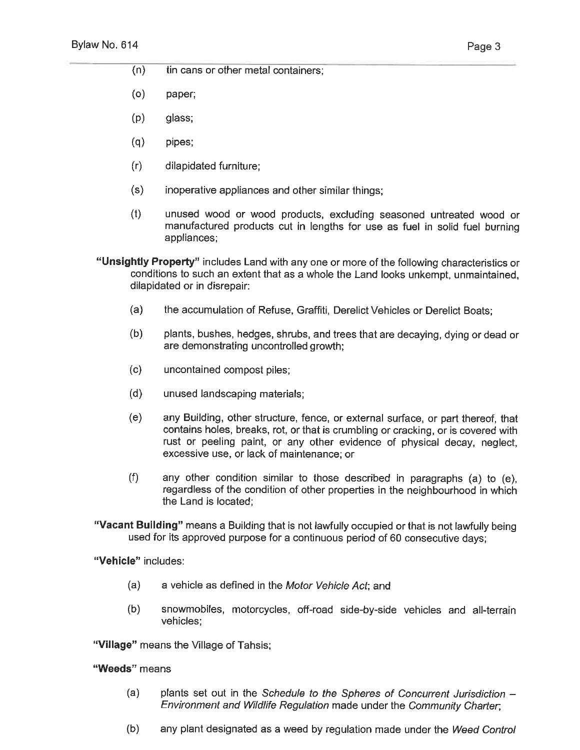(n) tin cans or other metal containers;

(o) paper;

(p) glass;

(q) pipes;

(r) dilapidated furniture;

(s) inoperative appliances and other similar things;

(t) unused wood or wood products, excluding seasoned untreated wood or manufactured products cut in lengths for use as fuel in solid fuel burning appliances;

**"Unsightly Property"** includes Land with any one or more of the following characteristics or conditions to such an extent that as a whole the Land looks unkempt, unmaintained, dilapidated or in disrepair:

(a) the accumulation of Refuse, Graffiti, Derelict Vehicles or Derelict Boats;

(b) plants, bushes, hedges, shrubs, and trees that are decaying, dying or dead or are demonstrating uncontrolled growth;

(c) uncontained compost piles;

(d) unused landscaping materials;

(e) any Building, other structure, fence, or external surface, or part thereof, that contains holes, breaks, rot, or that is crumbling or cracking, or is covered with rust or peeling paint, or any other evidence of physical decay, neglect, excessive use, or lack of maintenance; or

(f) any other condition similar to those described in paragraphs (a) to (e), regardless of the condition of other properties in the neighbourhood in which the Land is located;

**"Vacant Building"** means a Building that is not lawfully occupied or that is not lawfully being used for its approved purpose for a continuous period of 60 consecutive days;

**"Vehicle"** includes:

(a) a vehicle as defined in the *Motor Vehicle Act*; and

(b) snowmobiles, motorcycles, off-road side-by-side vehicles and all-terrain vehicles;

**"Village"** means the Village of Tahsis;

**"Weeds"** means

(a) plants set out in the *Schedule to the Spheres of Concurrent Jurisdiction – Environment and Wildlife Regulation* made under the *Community Charter*;

(b) any plant designated as a weed by regulation made under the *Weed Control*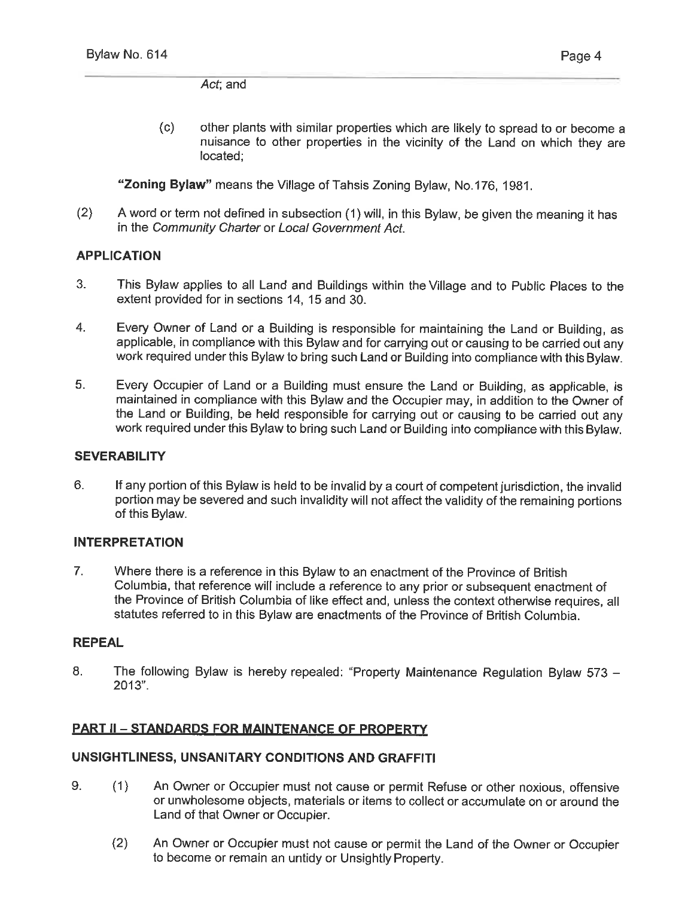*Act*; and

(c) other plants with similar properties which are likely to spread to or become a nuisance to other properties in the vicinity of the Land on which they are located;

**"Zoning Bylaw"** means the Village of Tahsis Zoning Bylaw, No.176, 1981.

(2) A word or term not defined in subsection (1) will, in this Bylaw, be given the meaning it has in the *Community Charter* or *Local Government Act*.

## APPLICATION

3. This Bylaw applies to all Land and Buildings within the Village and to Public Places to the extent provided for in sections 14, 15 and 30.

4. Every Owner of Land or a Building is responsible for maintaining the Land or Building, as applicable, in compliance with this Bylaw and for carrying out or causing to be carried out any work required under this Bylaw to bring such Land or Building into compliance with this Bylaw.

5. Every Occupier of Land or a Building must ensure the Land or Building, as applicable, is maintained in compliance with this Bylaw and the Occupier may, in addition to the Owner of the Land or Building, be held responsible for carrying out or causing to be carried out any work required under this Bylaw to bring such Land or Building into compliance with this Bylaw.

## SEVERABILITY

6. If any portion of this Bylaw is held to be invalid by a court of competent jurisdiction, the invalid portion may be severed and such invalidity will not affect the validity of the remaining portions of this Bylaw.

## INTERPRETATION

7. Where there is a reference in this Bylaw to an enactment of the Province of British Columbia, that reference will include a reference to any prior or subsequent enactment of the Province of British Columbia of like effect and, unless the context otherwise requires, all statutes referred to in this Bylaw are enactments of the Province of British Columbia.

## REPEAL

8. The following Bylaw is hereby repealed: "Property Maintenance Regulation Bylaw 573 – 2013".

## PART II – STANDARDS FOR MAINTENANCE OF PROPERTY

## UNSIGHTLINESS, UNSANITARY CONDITIONS AND GRAFFITI

9. (1) An Owner or Occupier must not cause or permit Refuse or other noxious, offensive or unwholesome objects, materials or items to collect or accumulate on or around the Land of that Owner or Occupier.

   (2) An Owner or Occupier must not cause or permit the Land of the Owner or Occupier to become or remain an untidy or Unsightly Property.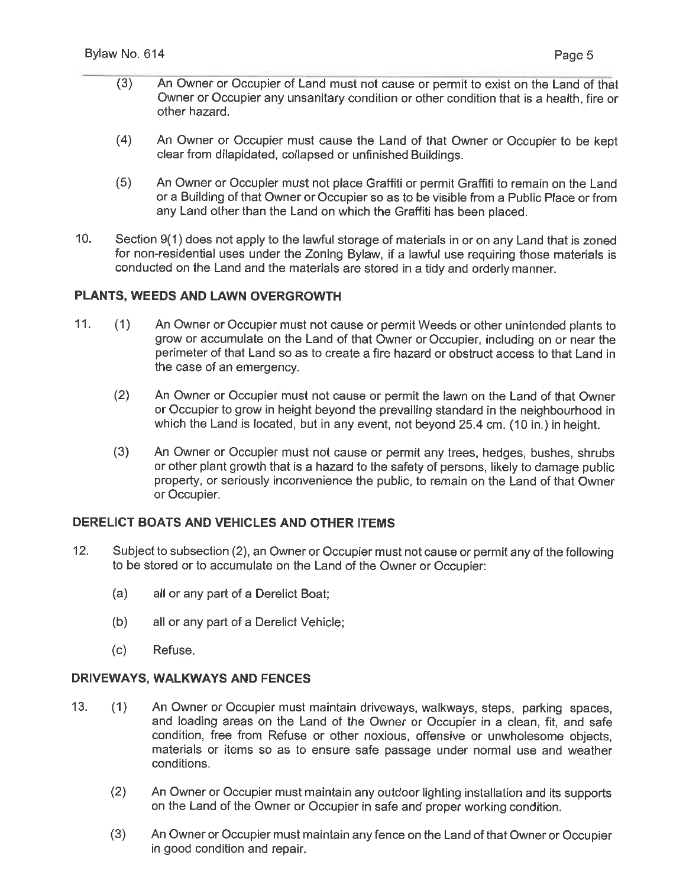(3) An Owner or Occupier of Land must not cause or permit to exist on the Land of that Owner or Occupier any unsanitary condition or other condition that is a health, fire or other hazard.

(4) An Owner or Occupier must cause the Land of that Owner or Occupier to be kept clear from dilapidated, collapsed or unfinished Buildings.

(5) An Owner or Occupier must not place Graffiti or permit Graffiti to remain on the Land or a Building of that Owner or Occupier so as to be visible from a Public Place or from any Land other than the Land on which the Graffiti has been placed.

10. Section 9(1) does not apply to the lawful storage of materials in or on any Land that is zoned for non-residential uses under the Zoning Bylaw, if a lawful use requiring those materials is conducted on the Land and the materials are stored in a tidy and orderly manner.

## PLANTS, WEEDS AND LAWN OVERGROWTH

11. (1) An Owner or Occupier must not cause or permit Weeds or other unintended plants to grow or accumulate on the Land of that Owner or Occupier, including on or near the perimeter of that Land so as to create a fire hazard or obstruct access to that Land in the case of an emergency.

(2) An Owner or Occupier must not cause or permit the lawn on the Land of that Owner or Occupier to grow in height beyond the prevailing standard in the neighbourhood in which the Land is located, but in any event, not beyond 25.4 cm. (10 in.) in height.

(3) An Owner or Occupier must not cause or permit any trees, hedges, bushes, shrubs or other plant growth that is a hazard to the safety of persons, likely to damage public property, or seriously inconvenience the public, to remain on the Land of that Owner or Occupier.

## DERELICT BOATS AND VEHICLES AND OTHER ITEMS

12. Subject to subsection (2), an Owner or Occupier must not cause or permit any of the following to be stored or to accumulate on the Land of the Owner or Occupier:

(a) all or any part of a Derelict Boat;

(b) all or any part of a Derelict Vehicle;

(c) Refuse.

## DRIVEWAYS, WALKWAYS AND FENCES

13. (1) An Owner or Occupier must maintain driveways, walkways, steps, parking spaces, and loading areas on the Land of the Owner or Occupier in a clean, fit, and safe condition, free from Refuse or other noxious, offensive or unwholesome objects, materials or items so as to ensure safe passage under normal use and weather conditions.

(2) An Owner or Occupier must maintain any outdoor lighting installation and its supports on the Land of the Owner or Occupier in safe and proper working condition.

(3) An Owner or Occupier must maintain any fence on the Land of that Owner or Occupier in good condition and repair.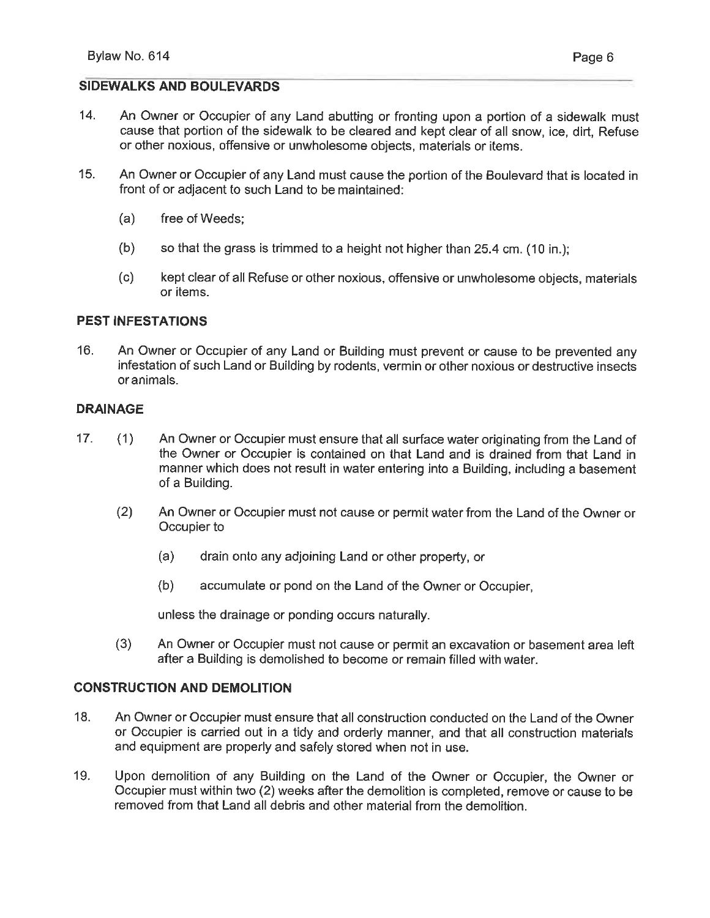## SIDEWALKS AND BOULEVARDS

14. An Owner or Occupier of any Land abutting or fronting upon a portion of a sidewalk must cause that portion of the sidewalk to be cleared and kept clear of all snow, ice, dirt, Refuse or other noxious, offensive or unwholesome objects, materials or items.

15. An Owner or Occupier of any Land must cause the portion of the Boulevard that is located in front of or adjacent to such Land to be maintained:

    (a) free of Weeds;

    (b) so that the grass is trimmed to a height not higher than 25.4 cm. (10 in.);

    (c) kept clear of all Refuse or other noxious, offensive or unwholesome objects, materials or items.

## PEST INFESTATIONS

16. An Owner or Occupier of any Land or Building must prevent or cause to be prevented any infestation of such Land or Building by rodents, vermin or other noxious or destructive insects or animals.

## DRAINAGE

17. (1) An Owner or Occupier must ensure that all surface water originating from the Land of the Owner or Occupier is contained on that Land and is drained from that Land in manner which does not result in water entering into a Building, including a basement of a Building.

    (2) An Owner or Occupier must not cause or permit water from the Land of the Owner or Occupier to

    (a) drain onto any adjoining Land or other property, or

    (b) accumulate or pond on the Land of the Owner or Occupier,

    unless the drainage or ponding occurs naturally.

    (3) An Owner or Occupier must not cause or permit an excavation or basement area left after a Building is demolished to become or remain filled with water.

## CONSTRUCTION AND DEMOLITION

18. An Owner or Occupier must ensure that all construction conducted on the Land of the Owner or Occupier is carried out in a tidy and orderly manner, and that all construction materials and equipment are properly and safely stored when not in use.

19. Upon demolition of any Building on the Land of the Owner or Occupier, the Owner or Occupier must within two (2) weeks after the demolition is completed, remove or cause to be removed from that Land all debris and other material from the demolition.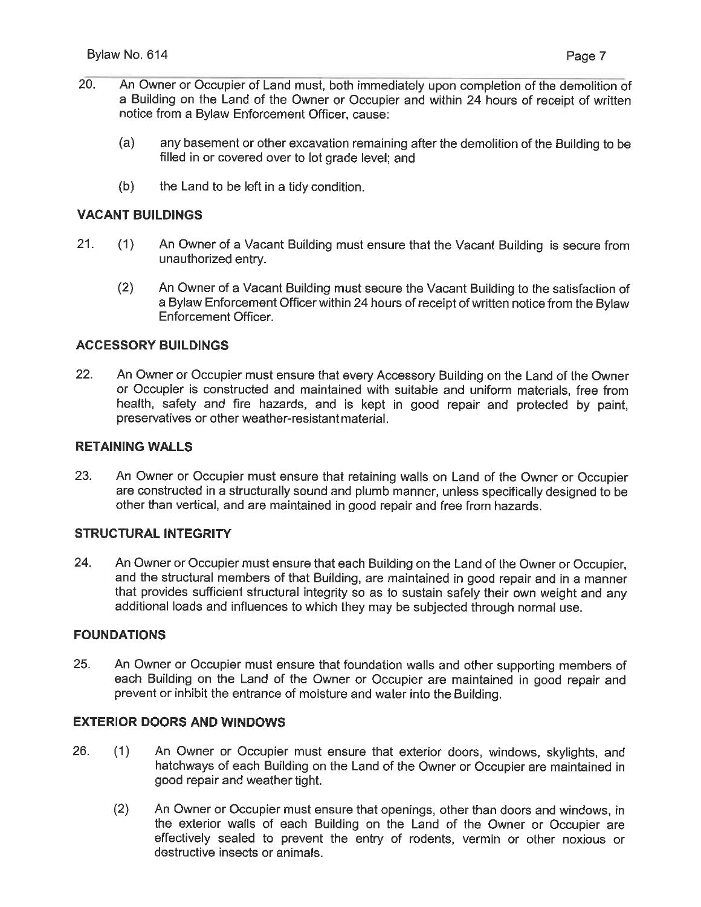20. An Owner or Occupier of Land must, both immediately upon completion of the demolition of a Building on the Land of the Owner or Occupier and within 24 hours of receipt of written notice from a Bylaw Enforcement Officer, cause:

    (a) any basement or other excavation remaining after the demolition of the Building to be filled in or covered over to lot grade level; and

    (b) the Land to be left in a tidy condition.

## VACANT BUILDINGS

21. (1) An Owner of a Vacant Building must ensure that the Vacant Building is secure from unauthorized entry.

    (2) An Owner of a Vacant Building must secure the Vacant Building to the satisfaction of a Bylaw Enforcement Officer within 24 hours of receipt of written notice from the Bylaw Enforcement Officer.

## ACCESSORY BUILDINGS

22. An Owner or Occupier must ensure that every Accessory Building on the Land of the Owner or Occupier is constructed and maintained with suitable and uniform materials, free from health, safety and fire hazards, and is kept in good repair and protected by paint, preservatives or other weather-resistant material.

## RETAINING WALLS

23. An Owner or Occupier must ensure that retaining walls on Land of the Owner or Occupier are constructed in a structurally sound and plumb manner, unless specifically designed to be other than vertical, and are maintained in good repair and free from hazards.

## STRUCTURAL INTEGRITY

24. An Owner or Occupier must ensure that each Building on the Land of the Owner or Occupier, and the structural members of that Building, are maintained in good repair and in a manner that provides sufficient structural integrity so as to sustain safely their own weight and any additional loads and influences to which they may be subjected through normal use.

## FOUNDATIONS

25. An Owner or Occupier must ensure that foundation walls and other supporting members of each Building on the Land of the Owner or Occupier are maintained in good repair and prevent or inhibit the entrance of moisture and water into the Building.

## EXTERIOR DOORS AND WINDOWS

26. (1) An Owner or Occupier must ensure that exterior doors, windows, skylights, and hatchways of each Building on the Land of the Owner or Occupier are maintained in good repair and weather tight.

    (2) An Owner or Occupier must ensure that openings, other than doors and windows, in the exterior walls of each Building on the Land of the Owner or Occupier are effectively sealed to prevent the entry of rodents, vermin or other noxious or destructive insects or animals.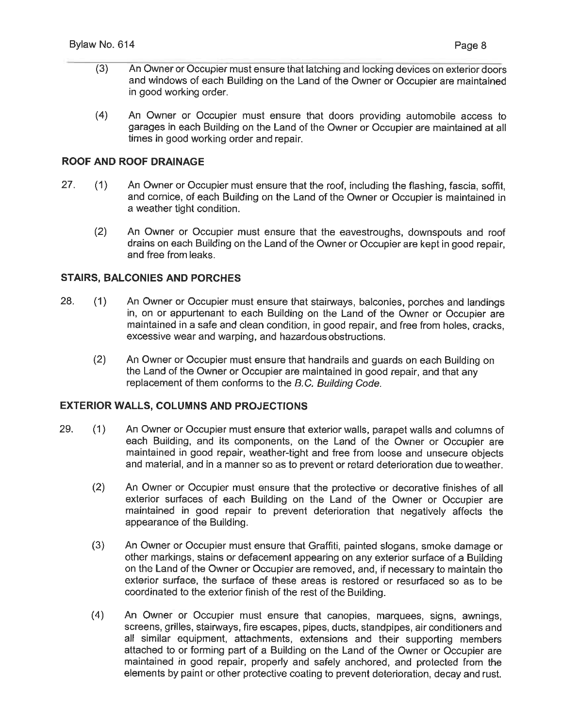(3) An Owner or Occupier must ensure that latching and locking devices on exterior doors and windows of each Building on the Land of the Owner or Occupier are maintained in good working order.

(4) An Owner or Occupier must ensure that doors providing automobile access to garages in each Building on the Land of the Owner or Occupier are maintained at all times in good working order and repair.

## ROOF AND ROOF DRAINAGE

27. (1) An Owner or Occupier must ensure that the roof, including the flashing, fascia, soffit, and cornice, of each Building on the Land of the Owner or Occupier is maintained in a weather tight condition.

(2) An Owner or Occupier must ensure that the eavestroughs, downspouts and roof drains on each Building on the Land of the Owner or Occupier are kept in good repair, and free from leaks.

## STAIRS, BALCONIES AND PORCHES

28. (1) An Owner or Occupier must ensure that stairways, balconies, porches and landings in, on or appurtenant to each Building on the Land of the Owner or Occupier are maintained in a safe and clean condition, in good repair, and free from holes, cracks, excessive wear and warping, and hazardous obstructions.

(2) An Owner or Occupier must ensure that handrails and guards on each Building on the Land of the Owner or Occupier are maintained in good repair, and that any replacement of them conforms to the *B.C. Building Code*.

## EXTERIOR WALLS, COLUMNS AND PROJECTIONS

29. (1) An Owner or Occupier must ensure that exterior walls, parapet walls and columns of each Building, and its components, on the Land of the Owner or Occupier are maintained in good repair, weather-tight and free from loose and unsecure objects and material, and in a manner so as to prevent or retard deterioration due to weather.

(2) An Owner or Occupier must ensure that the protective or decorative finishes of all exterior surfaces of each Building on the Land of the Owner or Occupier are maintained in good repair to prevent deterioration that negatively affects the appearance of the Building.

(3) An Owner or Occupier must ensure that Graffiti, painted slogans, smoke damage or other markings, stains or defacement appearing on any exterior surface of a Building on the Land of the Owner or Occupier are removed, and, if necessary to maintain the exterior surface, the surface of these areas is restored or resurfaced so as to be coordinated to the exterior finish of the rest of the Building.

(4) An Owner or Occupier must ensure that canopies, marquees, signs, awnings, screens, grilles, stairways, fire escapes, pipes, ducts, standpipes, air conditioners and all similar equipment, attachments, extensions and their supporting members attached to or forming part of a Building on the Land of the Owner or Occupier are maintained in good repair, properly and safely anchored, and protected from the elements by paint or other protective coating to prevent deterioration, decay and rust.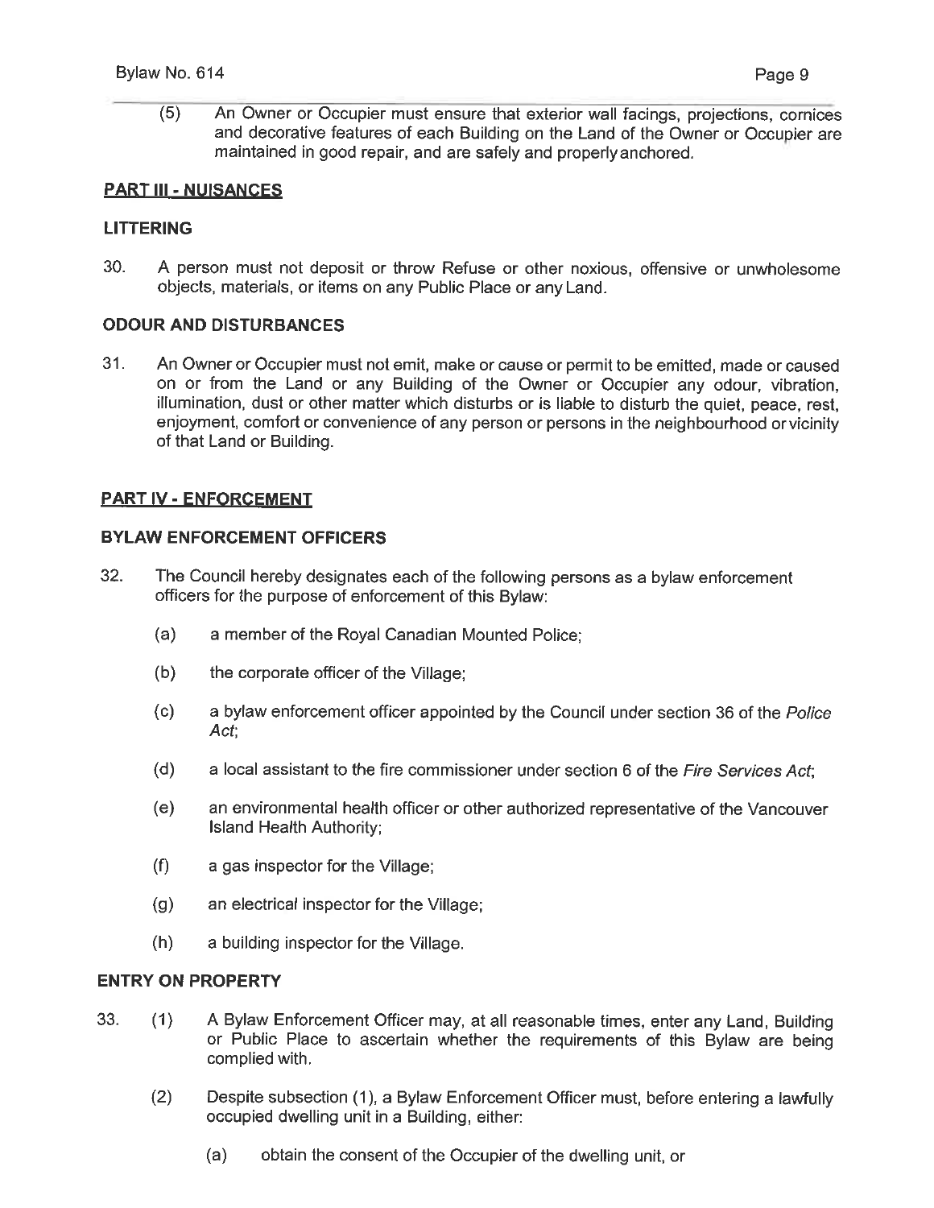(5) An Owner or Occupier must ensure that exterior wall facings, projections, cornices and decorative features of each Building on the Land of the Owner or Occupier are maintained in good repair, and are safely and properly anchored.

## PART III - NUISANCES

### LITTERING

30. A person must not deposit or throw Refuse or other noxious, offensive or unwholesome objects, materials, or items on any Public Place or any Land.

### ODOUR AND DISTURBANCES

31. An Owner or Occupier must not emit, make or cause or permit to be emitted, made or caused on or from the Land or any Building of the Owner or Occupier any odour, vibration, illumination, dust or other matter which disturbs or is liable to disturb the quiet, peace, rest, enjoyment, comfort or convenience of any person or persons in the neighbourhood or vicinity of that Land or Building.

## PART IV - ENFORCEMENT

### BYLAW ENFORCEMENT OFFICERS

32. The Council hereby designates each of the following persons as a bylaw enforcement officers for the purpose of enforcement of this Bylaw:

    (a) a member of the Royal Canadian Mounted Police;

    (b) the corporate officer of the Village;

    (c) a bylaw enforcement officer appointed by the Council under section 36 of the *Police Act*;

    (d) a local assistant to the fire commissioner under section 6 of the *Fire Services Act*;

    (e) an environmental health officer or other authorized representative of the Vancouver Island Health Authority;

    (f) a gas inspector for the Village;

    (g) an electrical inspector for the Village;

    (h) a building inspector for the Village.

### ENTRY ON PROPERTY

33. (1) A Bylaw Enforcement Officer may, at all reasonable times, enter any Land, Building or Public Place to ascertain whether the requirements of this Bylaw are being complied with.

    (2) Despite subsection (1), a Bylaw Enforcement Officer must, before entering a lawfully occupied dwelling unit in a Building, either:

        (a) obtain the consent of the Occupier of the dwelling unit, or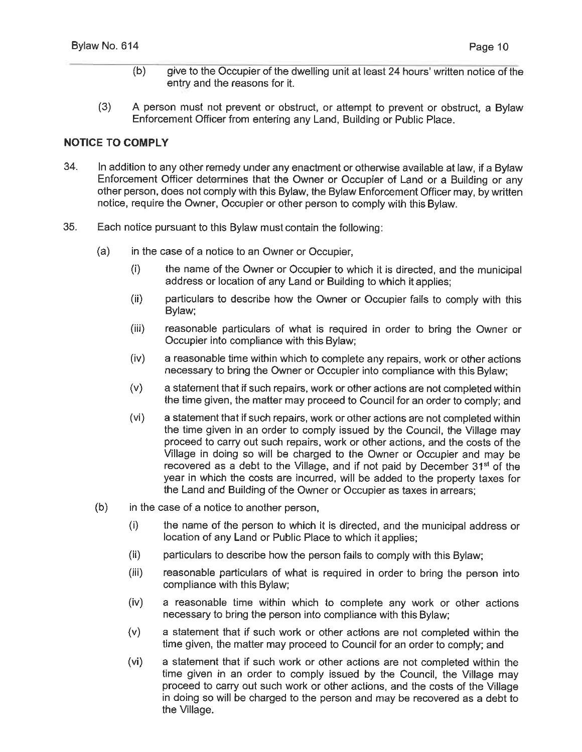(b) give to the Occupier of the dwelling unit at least 24 hours' written notice of the entry and the reasons for it.

(3) A person must not prevent or obstruct, or attempt to prevent or obstruct, a Bylaw Enforcement Officer from entering any Land, Building or Public Place.

**NOTICE TO COMPLY**

34. In addition to any other remedy under any enactment or otherwise available at law, if a Bylaw Enforcement Officer determines that the Owner or Occupier of Land or a Building or any other person, does not comply with this Bylaw, the Bylaw Enforcement Officer may, by written notice, require the Owner, Occupier or other person to comply with this Bylaw.

35. Each notice pursuant to this Bylaw must contain the following:

(a) in the case of a notice to an Owner or Occupier,

(i) the name of the Owner or Occupier to which it is directed, and the municipal address or location of any Land or Building to which it applies;

(ii) particulars to describe how the Owner or Occupier fails to comply with this Bylaw;

(iii) reasonable particulars of what is required in order to bring the Owner or Occupier into compliance with this Bylaw;

(iv) a reasonable time within which to complete any repairs, work or other actions necessary to bring the Owner or Occupier into compliance with this Bylaw;

(v) a statement that if such repairs, work or other actions are not completed within the time given, the matter may proceed to Council for an order to comply; and

(vi) a statement that if such repairs, work or other actions are not completed within the time given in an order to comply issued by the Council, the Village may proceed to carry out such repairs, work or other actions, and the costs of the Village in doing so will be charged to the Owner or Occupier and may be recovered as a debt to the Village, and if not paid by December 31st of the year in which the costs are incurred, will be added to the property taxes for the Land and Building of the Owner or Occupier as taxes in arrears;

(b) in the case of a notice to another person,

(i) the name of the person to which it is directed, and the municipal address or location of any Land or Public Place to which it applies;

(ii) particulars to describe how the person fails to comply with this Bylaw;

(iii) reasonable particulars of what is required in order to bring the person into compliance with this Bylaw;

(iv) a reasonable time within which to complete any work or other actions necessary to bring the person into compliance with this Bylaw;

(v) a statement that if such work or other actions are not completed within the time given, the matter may proceed to Council for an order to comply; and

(vi) a statement that if such work or other actions are not completed within the time given in an order to comply issued by the Council, the Village may proceed to carry out such work or other actions, and the costs of the Village in doing so will be charged to the person and may be recovered as a debt to the Village.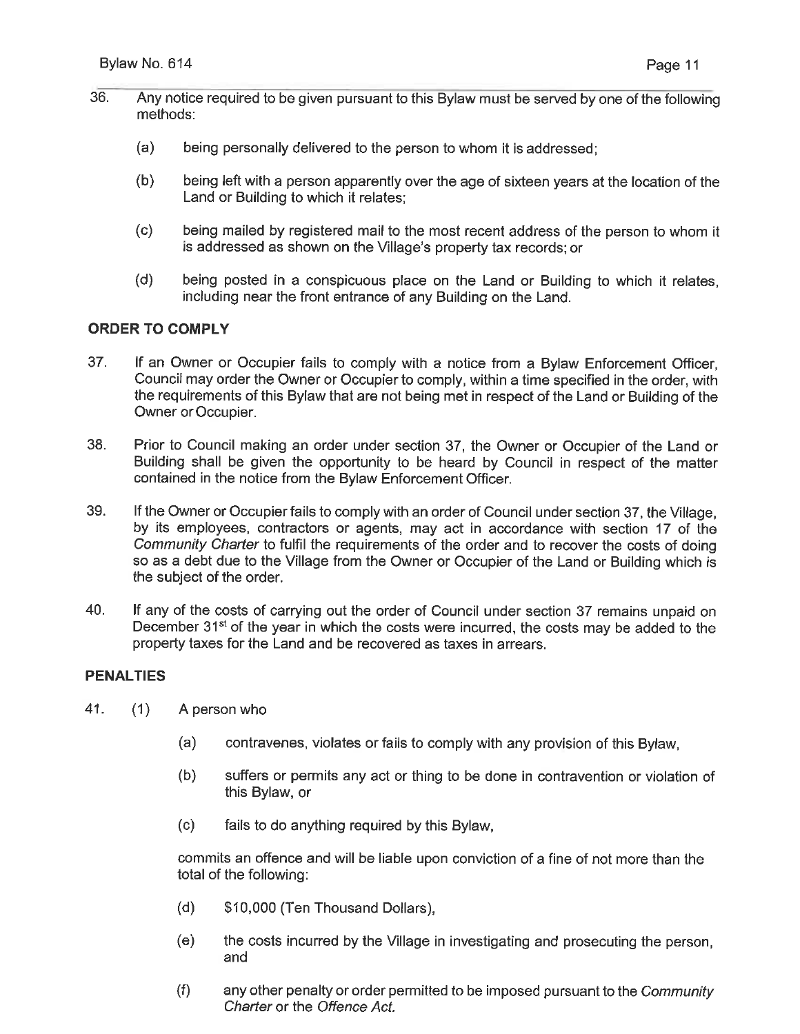36. Any notice required to be given pursuant to this Bylaw must be served by one of the following methods:

    (a) being personally delivered to the person to whom it is addressed;

    (b) being left with a person apparently over the age of sixteen years at the location of the Land or Building to which it relates;

    (c) being mailed by registered mail to the most recent address of the person to whom it is addressed as shown on the Village's property tax records; or

    (d) being posted in a conspicuous place on the Land or Building to which it relates, including near the front entrance of any Building on the Land.

**ORDER TO COMPLY**

37. If an Owner or Occupier fails to comply with a notice from a Bylaw Enforcement Officer, Council may order the Owner or Occupier to comply, within a time specified in the order, with the requirements of this Bylaw that are not being met in respect of the Land or Building of the Owner or Occupier.

38. Prior to Council making an order under section 37, the Owner or Occupier of the Land or Building shall be given the opportunity to be heard by Council in respect of the matter contained in the notice from the Bylaw Enforcement Officer.

39. If the Owner or Occupier fails to comply with an order of Council under section 37, the Village, by its employees, contractors or agents, may act in accordance with section 17 of the *Community Charter* to fulfil the requirements of the order and to recover the costs of doing so as a debt due to the Village from the Owner or Occupier of the Land or Building which is the subject of the order.

40. If any of the costs of carrying out the order of Council under section 37 remains unpaid on December 31st of the year in which the costs were incurred, the costs may be added to the property taxes for the Land and be recovered as taxes in arrears.

**PENALTIES**

41. (1) A person who

        (a) contravenes, violates or fails to comply with any provision of this Bylaw,

        (b) suffers or permits any act or thing to be done in contravention or violation of this Bylaw, or

        (c) fails to do anything required by this Bylaw,

    commits an offence and will be liable upon conviction of a fine of not more than the total of the following:

        (d) $10,000 (Ten Thousand Dollars),

        (e) the costs incurred by the Village in investigating and prosecuting the person, and

        (f) any other penalty or order permitted to be imposed pursuant to the *Community Charter* or the *Offence Act*.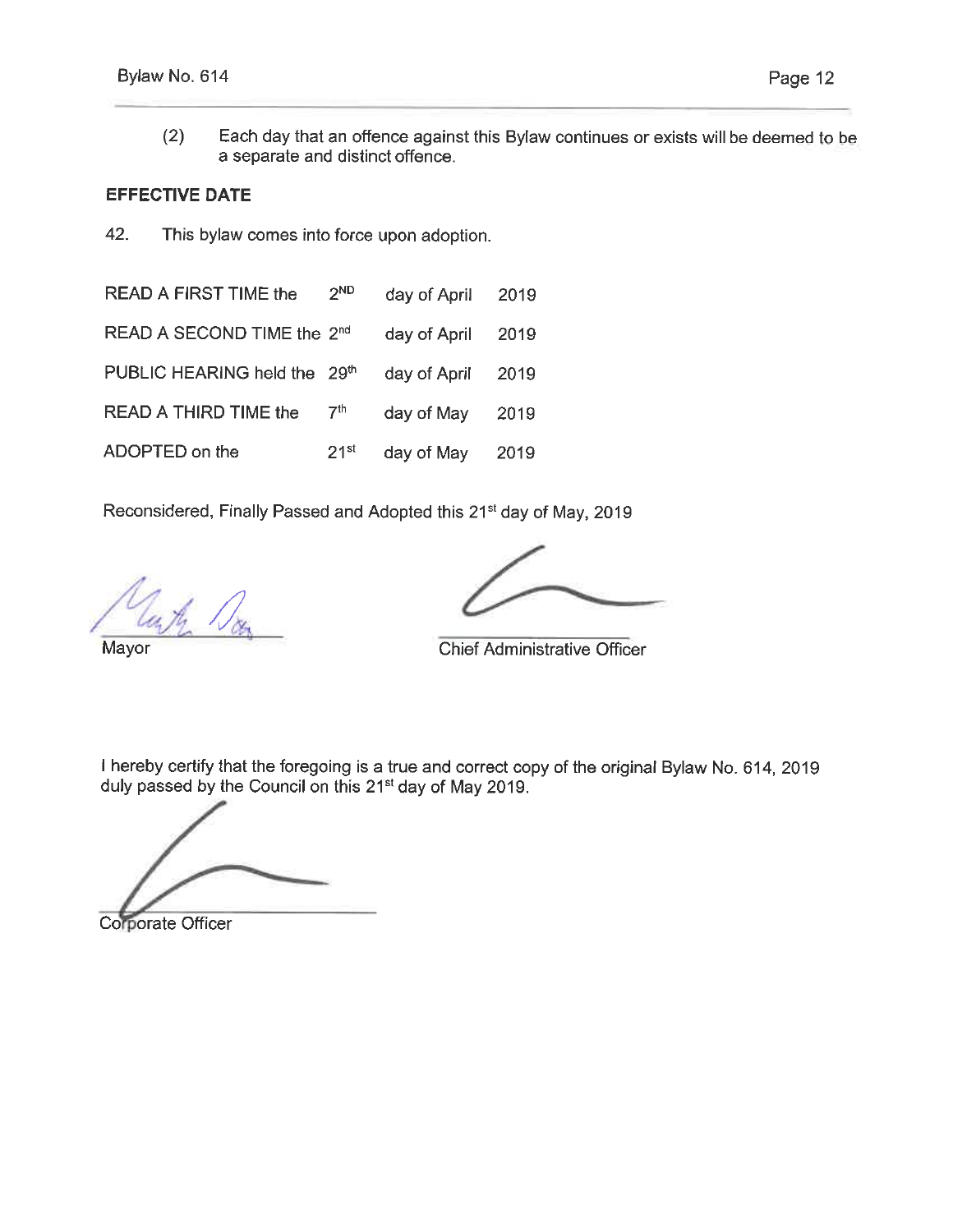(2) Each day that an offence against this Bylaw continues or exists will be deemed to be a separate and distinct offence.

## EFFECTIVE DATE

42. This bylaw comes into force upon adoption.

| | | | |
|---|---|---|---|
| READ A FIRST TIME the | 2ND | day of April | 2019 |
| READ A SECOND TIME the | 2nd | day of April | 2019 |
| PUBLIC HEARING held the | 29th | day of April | 2019 |
| READ A THIRD TIME the | 7th | day of May | 2019 |
| ADOPTED on the | 21st | day of May | 2019 |

Reconsidered, Finally Passed and Adopted this 21st day of May, 2019

Mayor

Chief Administrative Officer

I hereby certify that the foregoing is a true and correct copy of the original Bylaw No. 614, 2019 duly passed by the Council on this 21st day of May 2019.

Corporate Officer